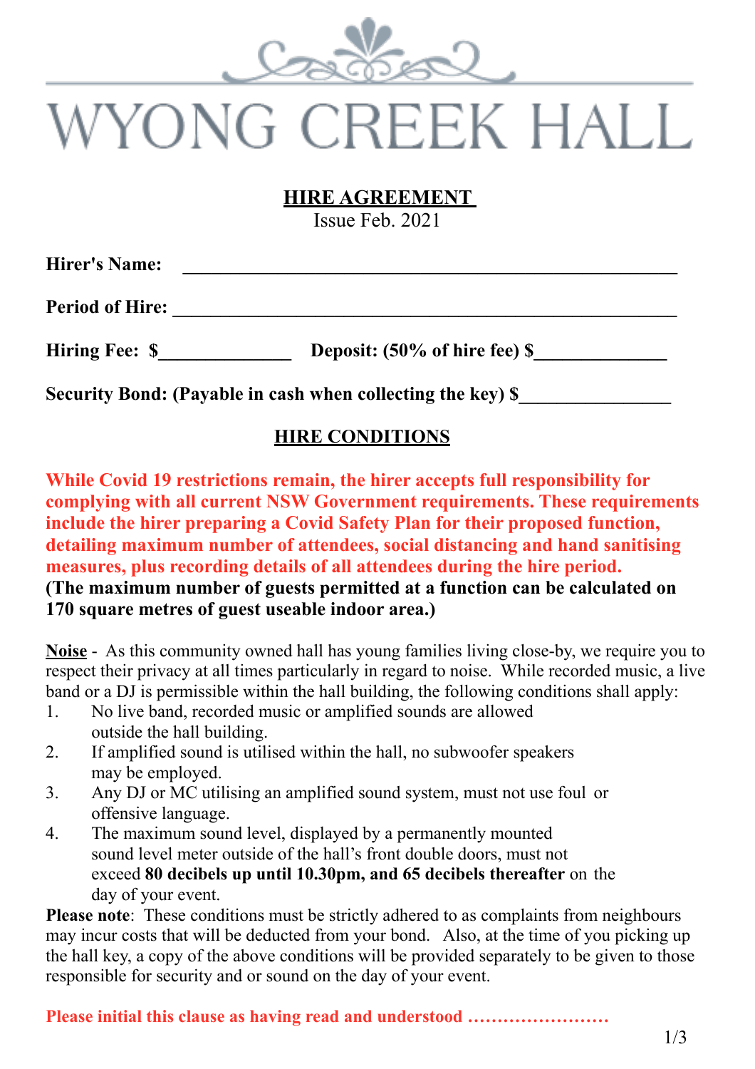# WYONG CREEK HALL

## HIRE AGREEMENT

Issue Feb. 2021

**Hirer's Name:** ____________________________________________________

**Period of Hire:** ____________________________________________________

**Hiring Fee: $**______________ **Deposit: (50% of hire fee) $**______________

**Security Bond: (Payable in cash when collecting the key) $**________________

## HIRE CONDITIONS

**While Covid 19 restrictions remain, the hirer accepts full responsibility for complying with all current NSW Government requirements. These requirements include the hirer preparing a Covid Safety Plan for their proposed function, detailing maximum number of attendees, social distancing and hand sanitising measures, plus recording details of all attendees during the hire period.**
**(The maximum number of guests permitted at a function can be calculated on 170 square metres of guest useable indoor area.)**

**Noise** - As this community owned hall has young families living close-by, we require you to respect their privacy at all times particularly in regard to noise. While recorded music, a live band or a DJ is permissible within the hall building, the following conditions shall apply:

1. No live band, recorded music or amplified sounds are allowed outside the hall building.
2. If amplified sound is utilised within the hall, no subwoofer speakers may be employed.
3. Any DJ or MC utilising an amplified sound system, must not use foul or offensive language.
4. The maximum sound level, displayed by a permanently mounted sound level meter outside of the hall's front double doors, must not exceed **80 decibels up until 10.30pm, and 65 decibels thereafter** on the day of your event.

**Please note**: These conditions must be strictly adhered to as complaints from neighbours may incur costs that will be deducted from your bond. Also, at the time of you picking up the hall key, a copy of the above conditions will be provided separately to be given to those responsible for security and or sound on the day of your event.

**Please initial this clause as having read and understood ……………………**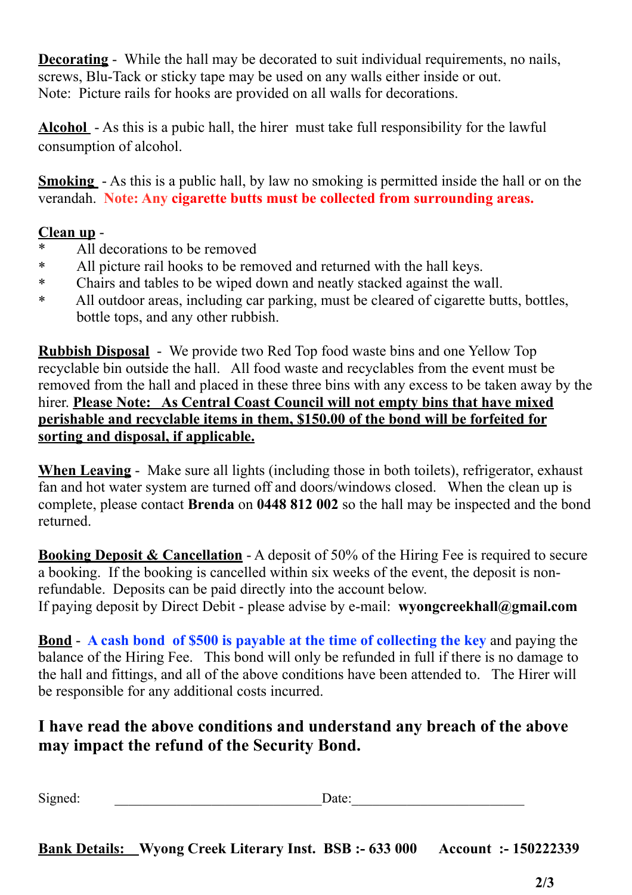**Decorating** - While the hall may be decorated to suit individual requirements, no nails, screws, Blu-Tack or sticky tape may be used on any walls either inside or out.
Note: Picture rails for hooks are provided on all walls for decorations.

**Alcohol** - As this is a pubic hall, the hirer must take full responsibility for the lawful consumption of alcohol.

**Smoking** - As this is a public hall, by law no smoking is permitted inside the hall or on the verandah. **Note: Any cigarette butts must be collected from surrounding areas.**

**Clean up** -

* All decorations to be removed
* All picture rail hooks to be removed and returned with the hall keys.
* Chairs and tables to be wiped down and neatly stacked against the wall.
* All outdoor areas, including car parking, must be cleared of cigarette butts, bottles, bottle tops, and any other rubbish.

**Rubbish Disposal** - We provide two Red Top food waste bins and one Yellow Top recyclable bin outside the hall. All food waste and recyclables from the event must be removed from the hall and placed in these three bins with any excess to be taken away by the hirer. **Please Note: As Central Coast Council will not empty bins that have mixed perishable and recyclable items in them, $150.00 of the bond will be forfeited for sorting and disposal, if applicable.**

**When Leaving** - Make sure all lights (including those in both toilets), refrigerator, exhaust fan and hot water system are turned off and doors/windows closed. When the clean up is complete, please contact **Brenda** on **0448 812 002** so the hall may be inspected and the bond returned.

**Booking Deposit & Cancellation** - A deposit of 50% of the Hiring Fee is required to secure a booking. If the booking is cancelled within six weeks of the event, the deposit is non-refundable. Deposits can be paid directly into the account below.
If paying deposit by Direct Debit - please advise by e-mail: **wyongcreekhall@gmail.com**

**Bond** - **A cash bond of $500 is payable at the time of collecting the key** and paying the balance of the Hiring Fee. This bond will only be refunded in full if there is no damage to the hall and fittings, and all of the above conditions have been attended to. The Hirer will be responsible for any additional costs incurred.

## I have read the above conditions and understand any breach of the above may impact the refund of the Security Bond.

Signed: ______________________________ Date: ________________________

**Bank Details: Wyong Creek Literary Inst. BSB :- 633 000 Account :- 150222339**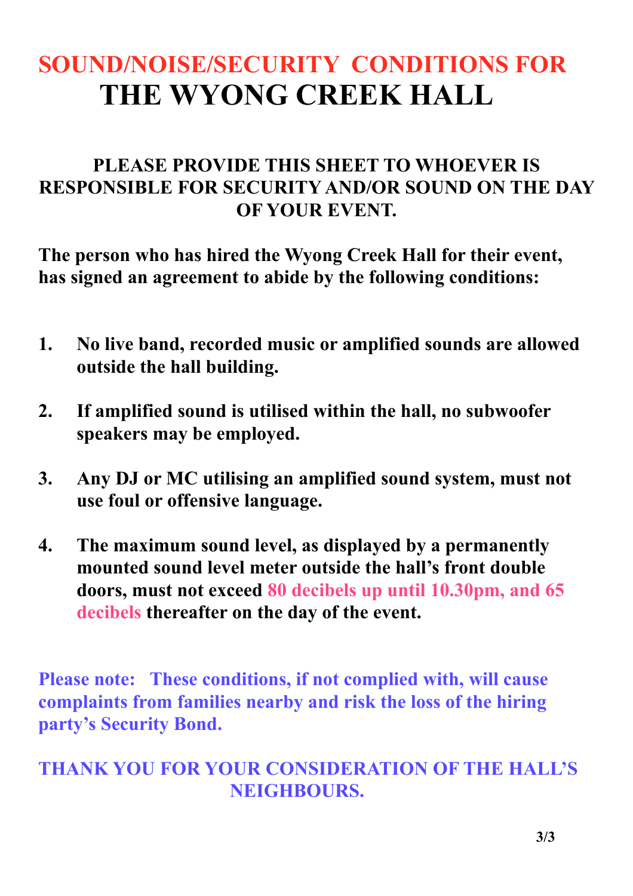# SOUND/NOISE/SECURITY CONDITIONS FOR THE WYONG CREEK HALL

**PLEASE PROVIDE THIS SHEET TO WHOEVER IS RESPONSIBLE FOR SECURITY AND/OR SOUND ON THE DAY OF YOUR EVENT.**

**The person who has hired the Wyong Creek Hall for their event, has signed an agreement to abide by the following conditions:**

1. **No live band, recorded music or amplified sounds are allowed outside the hall building.**

2. **If amplified sound is utilised within the hall, no subwoofer speakers may be employed.**

3. **Any DJ or MC utilising an amplified sound system, must not use foul or offensive language.**

4. **The maximum sound level, as displayed by a permanently mounted sound level meter outside the hall's front double doors, must not exceed 80 decibels up until 10.30pm, and 65 decibels thereafter on the day of the event.**

**Please note: These conditions, if not complied with, will cause complaints from families nearby and risk the loss of the hiring party's Security Bond.**

**THANK YOU FOR YOUR CONSIDERATION OF THE HALL'S NEIGHBOURS.**